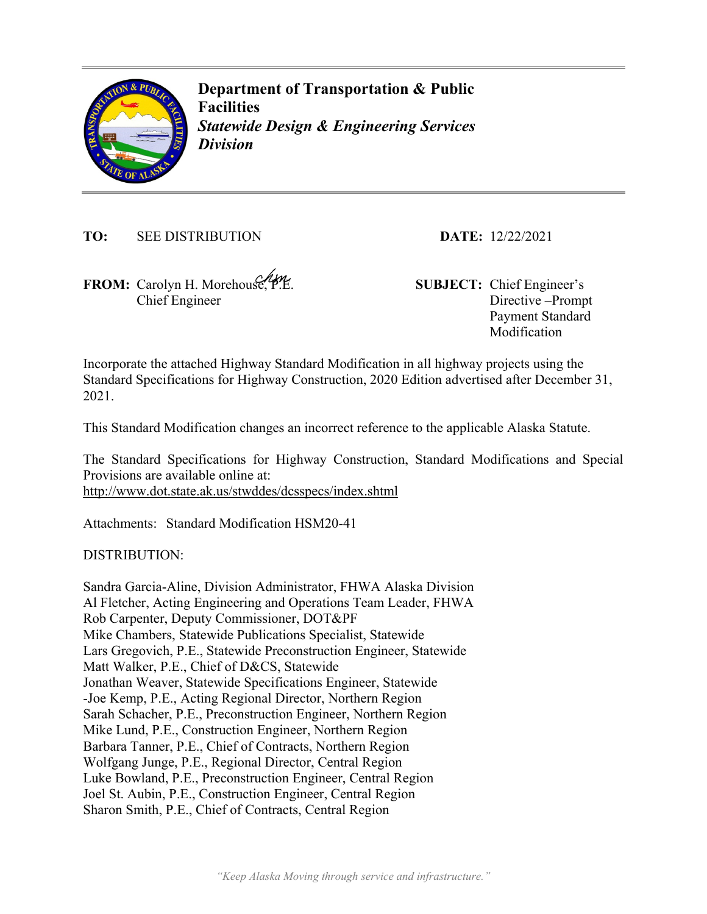**Department of Transportation & Public Facilities**
***Statewide Design & Engineering Services Division***

**TO:** SEE DISTRIBUTION

**DATE:** 12/22/2021

**FROM:** Carolyn H. Morehouse, P.E.
Chief Engineer

**SUBJECT:** Chief Engineer's Directive –Prompt Payment Standard Modification

Incorporate the attached Highway Standard Modification in all highway projects using the Standard Specifications for Highway Construction, 2020 Edition advertised after December 31, 2021.

This Standard Modification changes an incorrect reference to the applicable Alaska Statute.

The Standard Specifications for Highway Construction, Standard Modifications and Special Provisions are available online at:
http://www.dot.state.ak.us/stwddes/dcsspecs/index.shtml

Attachments: Standard Modification HSM20-41

DISTRIBUTION:

Sandra Garcia-Aline, Division Administrator, FHWA Alaska Division
Al Fletcher, Acting Engineering and Operations Team Leader, FHWA
Rob Carpenter, Deputy Commissioner, DOT&PF
Mike Chambers, Statewide Publications Specialist, Statewide
Lars Gregovich, P.E., Statewide Preconstruction Engineer, Statewide
Matt Walker, P.E., Chief of D&CS, Statewide
Jonathan Weaver, Statewide Specifications Engineer, Statewide
-Joe Kemp, P.E., Acting Regional Director, Northern Region
Sarah Schacher, P.E., Preconstruction Engineer, Northern Region
Mike Lund, P.E., Construction Engineer, Northern Region
Barbara Tanner, P.E., Chief of Contracts, Northern Region
Wolfgang Junge, P.E., Regional Director, Central Region
Luke Bowland, P.E., Preconstruction Engineer, Central Region
Joel St. Aubin, P.E., Construction Engineer, Central Region
Sharon Smith, P.E., Chief of Contracts, Central Region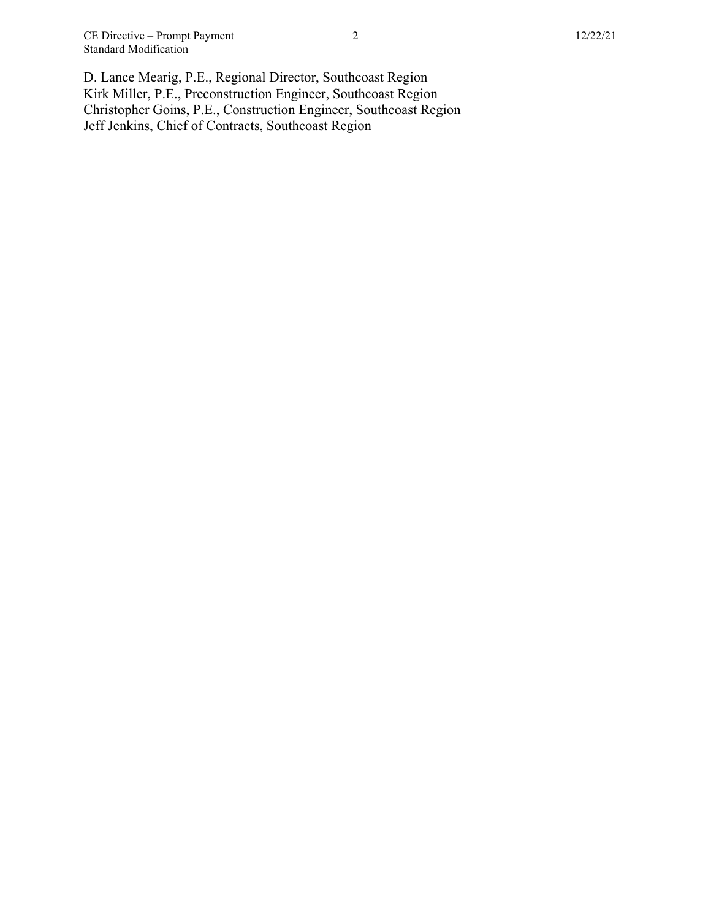D. Lance Mearig, P.E., Regional Director, Southcoast Region
Kirk Miller, P.E., Preconstruction Engineer, Southcoast Region
Christopher Goins, P.E., Construction Engineer, Southcoast Region
Jeff Jenkins, Chief of Contracts, Southcoast Region